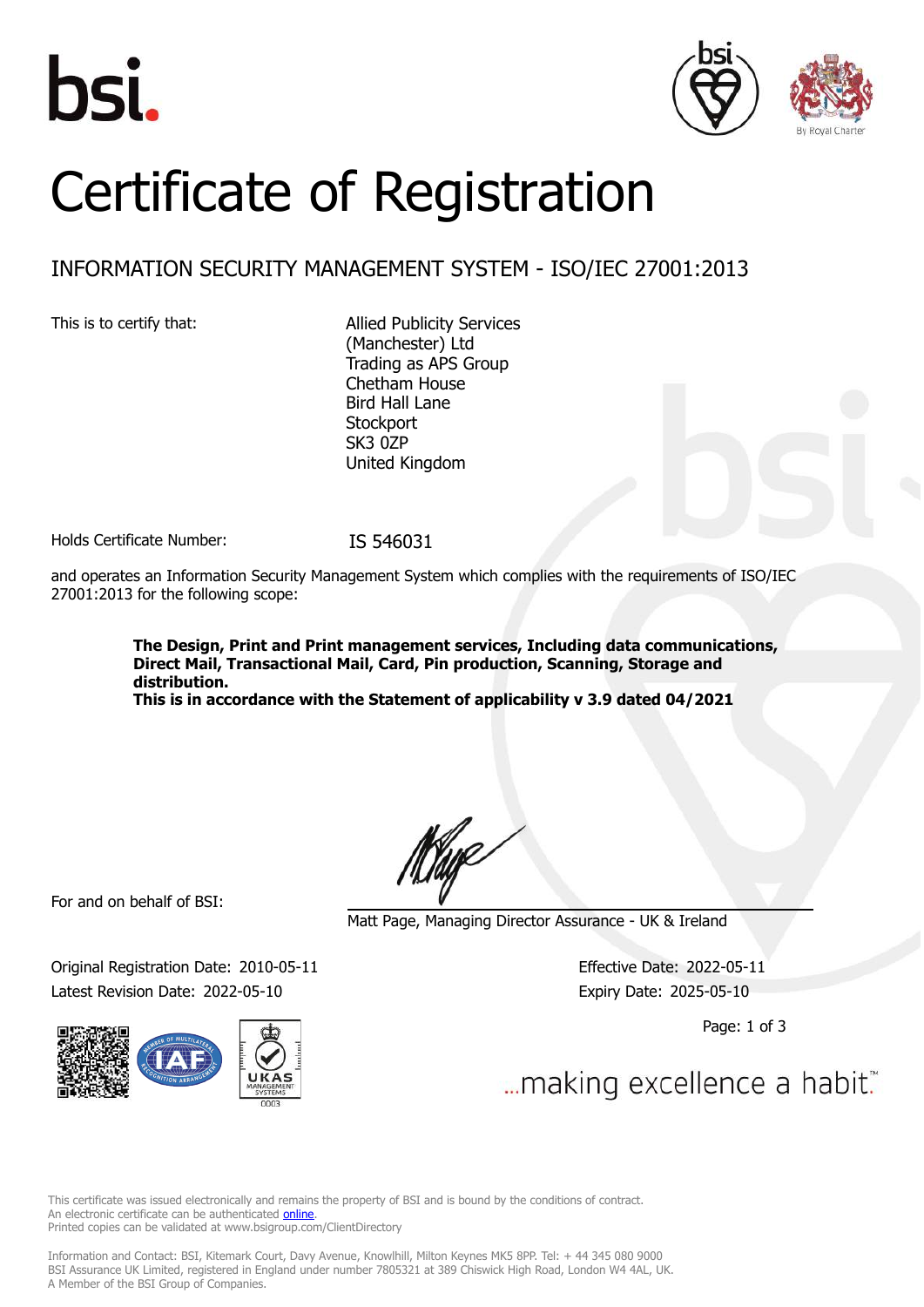# Certificate of Registration

## INFORMATION SECURITY MANAGEMENT SYSTEM - ISO/IEC 27001:2013

This is to certify that:

Allied Publicity Services
(Manchester) Ltd
Trading as APS Group
Chetham House
Bird Hall Lane
Stockport
SK3 0ZP
United Kingdom

Holds Certificate Number: IS 546031

and operates an Information Security Management System which complies with the requirements of ISO/IEC 27001:2013 for the following scope:

**The Design, Print and Print management services, Including data communications, Direct Mail, Transactional Mail, Card, Pin production, Scanning, Storage and distribution.**
**This is in accordance with the Statement of applicability v 3.9 dated 04/2021**

For and on behalf of BSI:

Matt Page, Managing Director Assurance - UK & Ireland

Original Registration Date: 2010-05-11
Latest Revision Date: 2022-05-10

Effective Date: 2022-05-11
Expiry Date: 2025-05-10

...making excellence a habit.™

This certificate was issued electronically and remains the property of BSI and is bound by the conditions of contract.
An electronic certificate can be authenticated online.
Printed copies can be validated at www.bsigroup.com/ClientDirectory

Information and Contact: BSI, Kitemark Court, Davy Avenue, Knowlhill, Milton Keynes MK5 8PP. Tel: + 44 345 080 9000
BSI Assurance UK Limited, registered in England under number 7805321 at 389 Chiswick High Road, London W4 4AL, UK.
A Member of the BSI Group of Companies.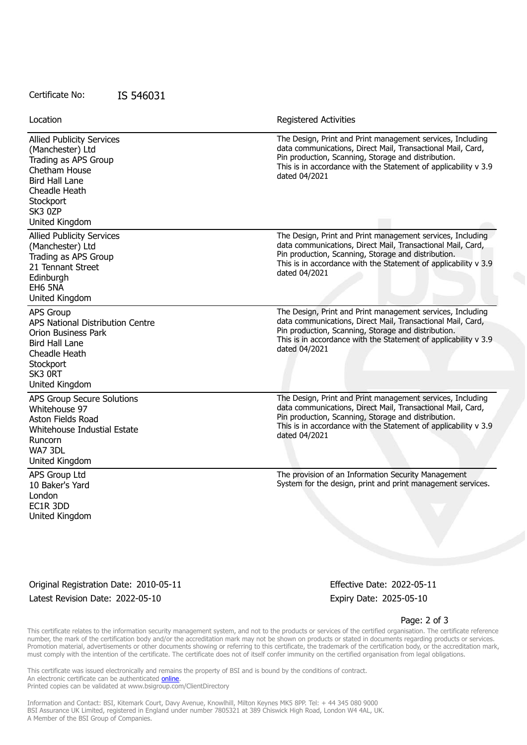Certificate No: IS 546031

| Location | Registered Activities |
|---|---|
| Allied Publicity Services (Manchester) Ltd<br>Trading as APS Group<br>Chetham House<br>Bird Hall Lane<br>Cheadle Heath<br>Stockport<br>SK3 0ZP<br>United Kingdom | The Design, Print and Print management services, Including data communications, Direct Mail, Transactional Mail, Card, Pin production, Scanning, Storage and distribution.<br>This is in accordance with the Statement of applicability v 3.9 dated 04/2021 |
| Allied Publicity Services (Manchester) Ltd<br>Trading as APS Group<br>21 Tennant Street<br>Edinburgh<br>EH6 5NA<br>United Kingdom | The Design, Print and Print management services, Including data communications, Direct Mail, Transactional Mail, Card, Pin production, Scanning, Storage and distribution.<br>This is in accordance with the Statement of applicability v 3.9 dated 04/2021 |
| APS Group<br>APS National Distribution Centre<br>Orion Business Park<br>Bird Hall Lane<br>Cheadle Heath<br>Stockport<br>SK3 0RT<br>United Kingdom | The Design, Print and Print management services, Including data communications, Direct Mail, Transactional Mail, Card, Pin production, Scanning, Storage and distribution.<br>This is in accordance with the Statement of applicability v 3.9 dated 04/2021 |
| APS Group Secure Solutions<br>Whitehouse 97<br>Aston Fields Road<br>Whitehouse Industial Estate<br>Runcorn<br>WA7 3DL<br>United Kingdom | The Design, Print and Print management services, Including data communications, Direct Mail, Transactional Mail, Card, Pin production, Scanning, Storage and distribution.<br>This is in accordance with the Statement of applicability v 3.9 dated 04/2021 |
| APS Group Ltd<br>10 Baker's Yard<br>London<br>EC1R 3DD<br>United Kingdom | The provision of an Information Security Management System for the design, print and print management services. |

Original Registration Date: 2010-05-11
Latest Revision Date: 2022-05-10

Effective Date: 2022-05-11
Expiry Date: 2025-05-10

This certificate relates to the information security management system, and not to the products or services of the certified organisation. The certificate reference number, the mark of the certification body and/or the accreditation mark may not be shown on products or stated in documents regarding products or services. Promotion material, advertisements or other documents showing or referring to this certificate, the trademark of the certification body, or the accreditation mark, must comply with the intention of the certificate. The certificate does not of itself confer immunity on the certified organisation from legal obligations.

This certificate was issued electronically and remains the property of BSI and is bound by the conditions of contract.
An electronic certificate can be authenticated online.
Printed copies can be validated at www.bsigroup.com/ClientDirectory

Information and Contact: BSI, Kitemark Court, Davy Avenue, Knowlhill, Milton Keynes MK5 8PP. Tel: + 44 345 080 9000
BSI Assurance UK Limited, registered in England under number 7805321 at 389 Chiswick High Road, London W4 4AL, UK.
A Member of the BSI Group of Companies.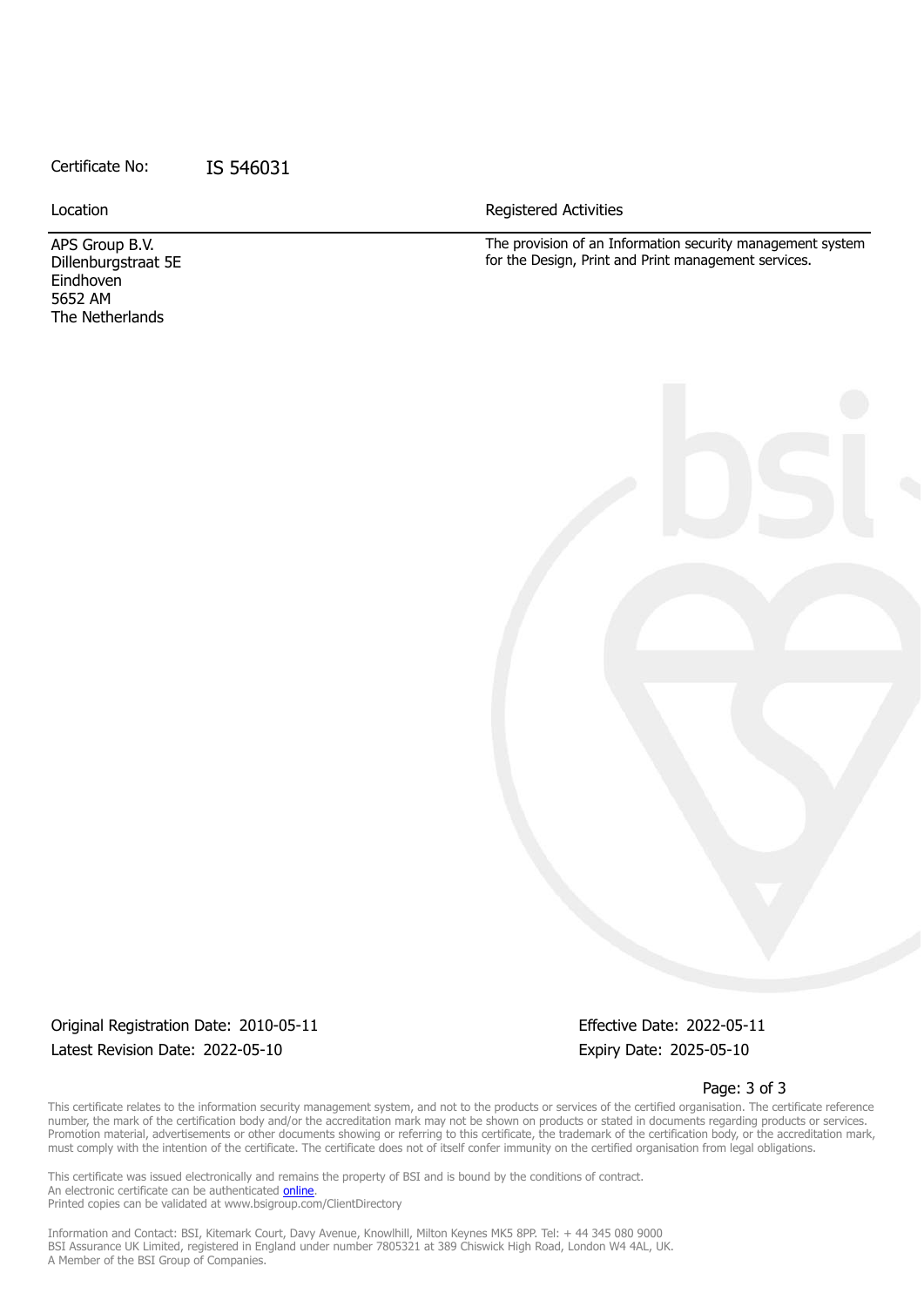Certificate No: IS 546031

| Location | Registered Activities |
| --- | --- |
| APS Group B.V.<br>Dillenburgstraat 5E<br>Eindhoven<br>5652 AM<br>The Netherlands | The provision of an Information security management system for the Design, Print and Print management services. |

Original Registration Date: 2010-05-11

Latest Revision Date: 2022-05-10

Effective Date: 2022-05-11

Expiry Date: 2025-05-10

This certificate relates to the information security management system, and not to the products or services of the certified organisation. The certificate reference number, the mark of the certification body and/or the accreditation mark may not be shown on products or stated in documents regarding products or services. Promotion material, advertisements or other documents showing or referring to this certificate, the trademark of the certification body, or the accreditation mark, must comply with the intention of the certificate. The certificate does not of itself confer immunity on the certified organisation from legal obligations.

This certificate was issued electronically and remains the property of BSI and is bound by the conditions of contract.
An electronic certificate can be authenticated online.
Printed copies can be validated at www.bsigroup.com/ClientDirectory

Information and Contact: BSI, Kitemark Court, Davy Avenue, Knowlhill, Milton Keynes MK5 8PP. Tel: + 44 345 080 9000
BSI Assurance UK Limited, registered in England under number 7805321 at 389 Chiswick High Road, London W4 4AL, UK.
A Member of the BSI Group of Companies.